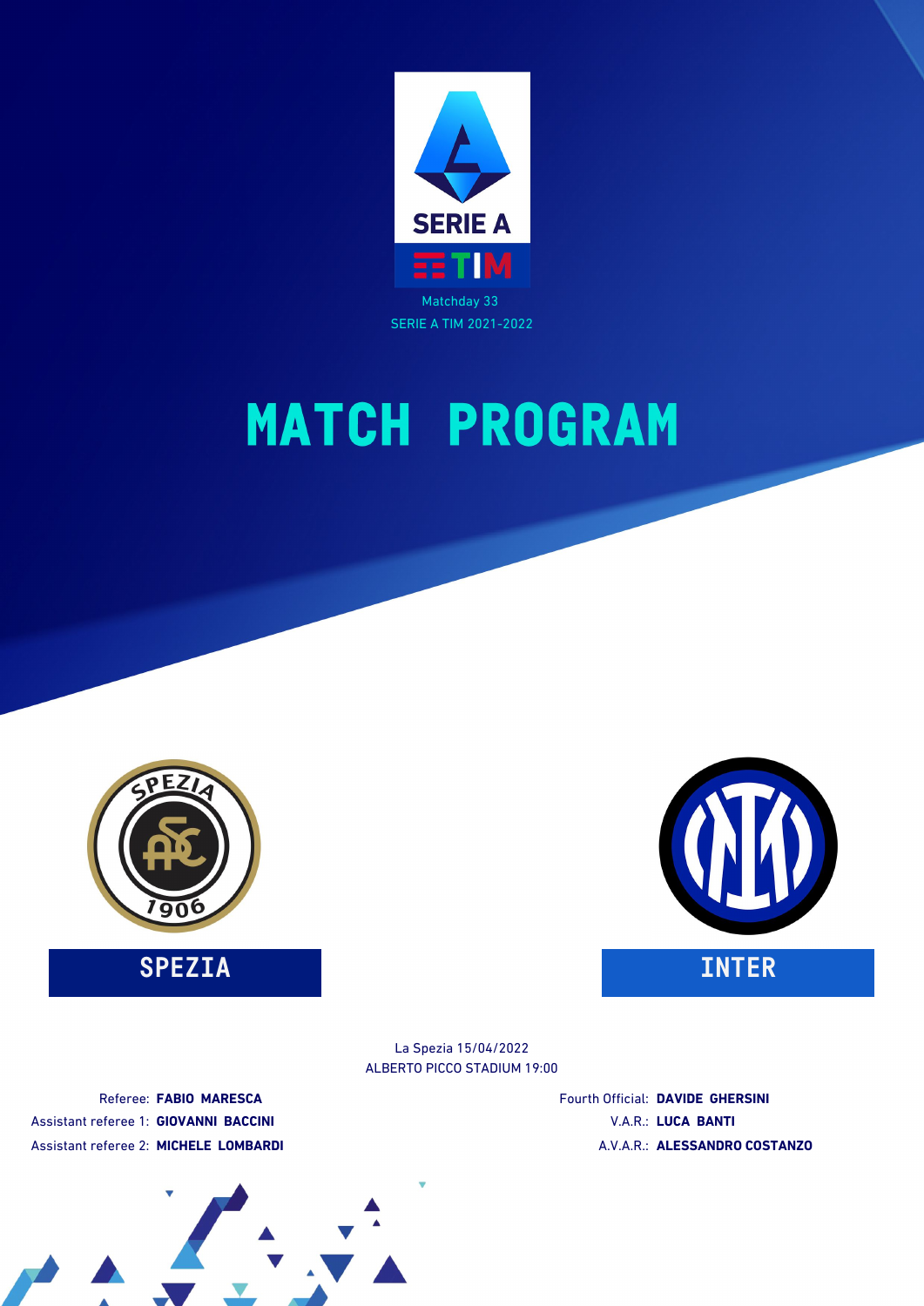Matchday 33

SERIE A TIM 2021-2022

# MATCH PROGRAM

**SPEZIA** — **INTER**

La Spezia 15/04/2022

ALBERTO PICCO STADIUM 19:00

Referee: **FABIO MARESCA**

Assistant referee 1: **GIOVANNI BACCINI**

Assistant referee 2: **MICHELE LOMBARDI**

Fourth Official: **DAVIDE GHERSINI**

V.A.R.: **LUCA BANTI**

A.V.A.R.: **ALESSANDRO COSTANZO**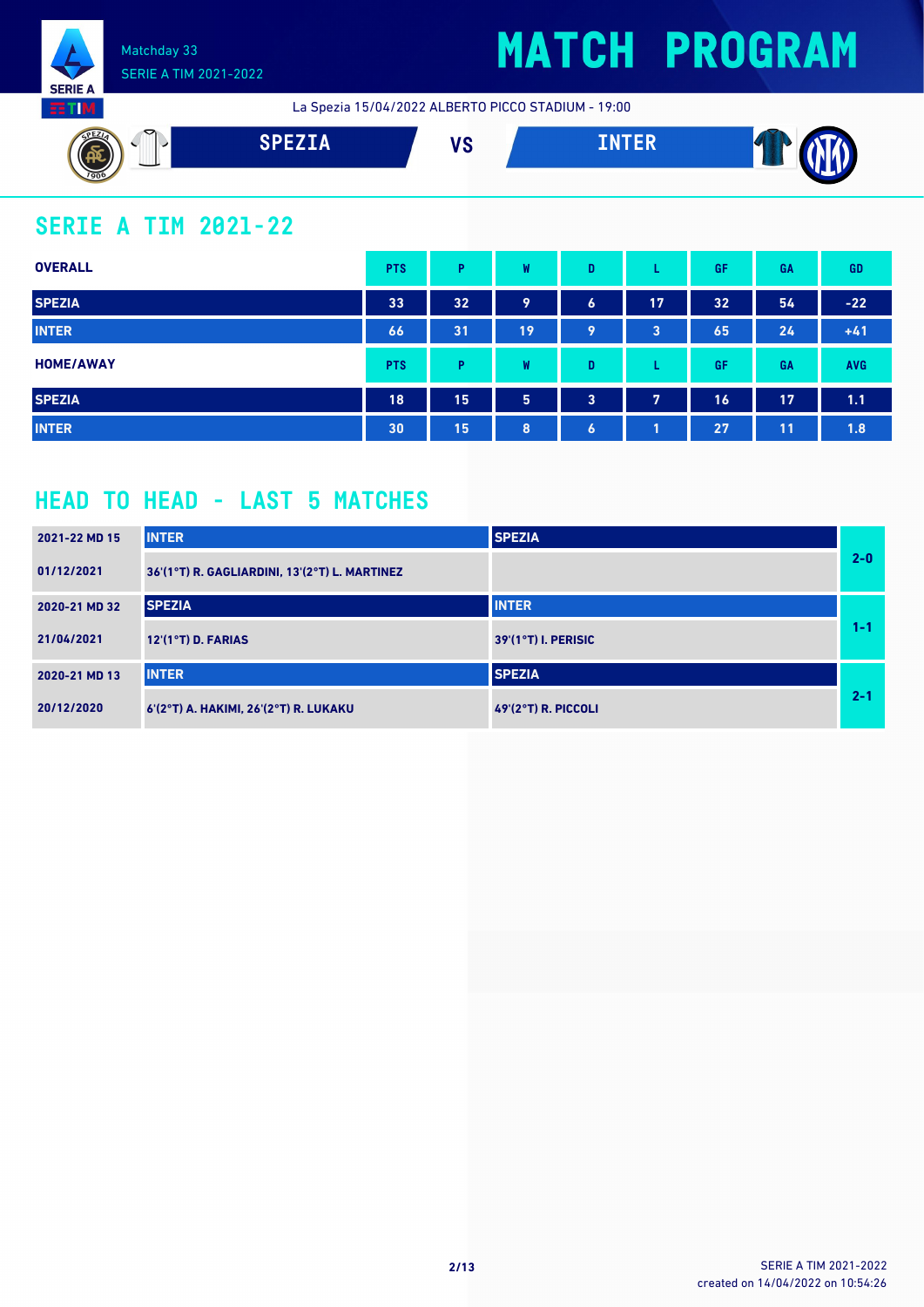# MATCH PROGRAM

Matchday 33
SERIE A TIM 2021-2022

La Spezia 15/04/2022 ALBERTO PICCO STADIUM - 19:00

**SPEZIA** VS **INTER**

## SERIE A TIM 2021-22

| OVERALL | PTS | P | W | D | L | GF | GA | GD |
|---|---|---|---|---|---|---|---|---|
| SPEZIA | 33 | 32 | 9 | 6 | 17 | 32 | 54 | -22 |
| INTER | 66 | 31 | 19 | 9 | 3 | 65 | 24 | +41 |

| HOME/AWAY | PTS | P | W | D | L | GF | GA | AVG |
|---|---|---|---|---|---|---|---|---|
| SPEZIA | 18 | 15 | 5 | 3 | 7 | 16 | 17 | 1.1 |
| INTER | 30 | 15 | 8 | 6 | 1 | 27 | 11 | 1.8 |

## HEAD TO HEAD - LAST 5 MATCHES

| Match | Home | Away | Result |
|---|---|---|---|
| 2021-22 MD 15 | INTER | SPEZIA | 2-0 |
| 01/12/2021 | 36'(1°T) R. GAGLIARDINI, 13'(2°T) L. MARTINEZ | | |
| 2020-21 MD 32 | SPEZIA | INTER | 1-1 |
| 21/04/2021 | 12'(1°T) D. FARIAS | 39'(1°T) I. PERISIC | |
| 2020-21 MD 13 | INTER | SPEZIA | 2-1 |
| 20/12/2020 | 6'(2°T) A. HAKIMI, 26'(2°T) R. LUKAKU | 49'(2°T) R. PICCOLI | |

SERIE A TIM 2021-2022
created on 14/04/2022 on 10:54:26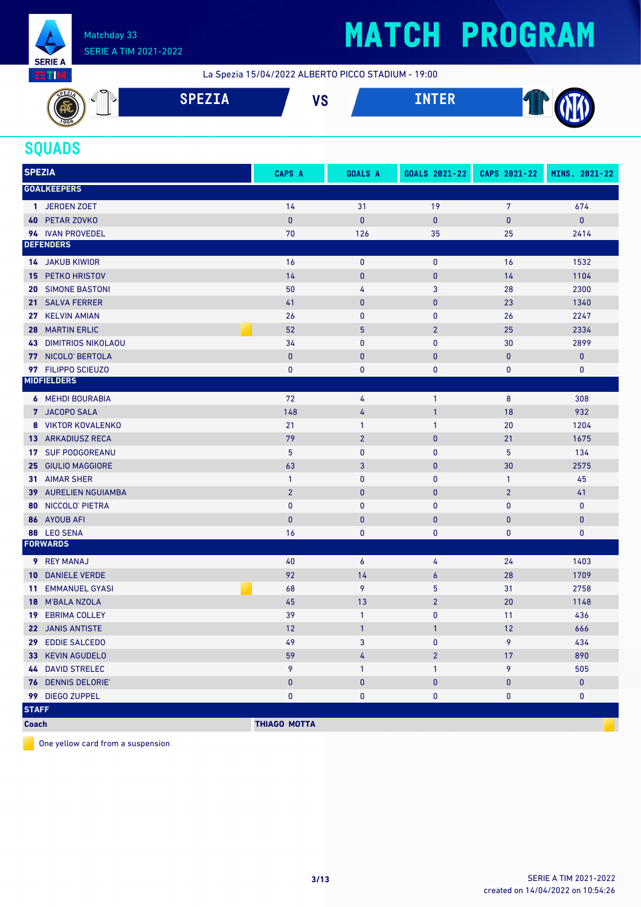# MATCH PROGRAM

Matchday 33
SERIE A TIM 2021-2022

La Spezia 15/04/2022 ALBERTO PICCO STADIUM - 19:00

**SPEZIA** VS **INTER**

## SQUADS

| SPEZIA | CAPS A | GOALS A | GOALS 2021-22 | CAPS 2021-22 | MINS. 2021-22 |
|---|---|---|---|---|---|
| **GOALKEEPERS** | | | | | |
| 1 JEROEN ZOET | 14 | 31 | 19 | 7 | 674 |
| 40 PETAR ZOVKO | 0 | 0 | 0 | 0 | 0 |
| 94 IVAN PROVEDEL | 70 | 126 | 35 | 25 | 2414 |
| **DEFENDERS** | | | | | |
| 14 JAKUB KIWIOR | 16 | 0 | 0 | 16 | 1532 |
| 15 PETKO HRISTOV | 14 | 0 | 0 | 14 | 1104 |
| 20 SIMONE BASTONI | 50 | 4 | 3 | 28 | 2300 |
| 21 SALVA FERRER | 41 | 0 | 0 | 23 | 1340 |
| 27 KELVIN AMIAN | 26 | 0 | 0 | 26 | 2247 |
| 28 MARTIN ERLIC 🟨 | 52 | 5 | 2 | 25 | 2334 |
| 43 DIMITRIOS NIKOLAOU | 34 | 0 | 0 | 30 | 2899 |
| 77 NICOLO' BERTOLA | 0 | 0 | 0 | 0 | 0 |
| 97 FILIPPO SCIEUZO | 0 | 0 | 0 | 0 | 0 |
| **MIDFIELDERS** | | | | | |
| 6 MEHDI BOURABIA | 72 | 4 | 1 | 8 | 308 |
| 7 JACOPO SALA | 148 | 4 | 1 | 18 | 932 |
| 8 VIKTOR KOVALENKO | 21 | 1 | 1 | 20 | 1204 |
| 13 ARKADIUSZ RECA | 79 | 2 | 0 | 21 | 1675 |
| 17 SUF PODGOREANU | 5 | 0 | 0 | 5 | 134 |
| 25 GIULIO MAGGIORE | 63 | 3 | 0 | 30 | 2575 |
| 31 AIMAR SHER | 1 | 0 | 0 | 1 | 45 |
| 39 AURELIEN NGUIAMBA | 2 | 0 | 0 | 2 | 41 |
| 80 NICCOLO' PIETRA | 0 | 0 | 0 | 0 | 0 |
| 86 AYOUB AFI | 0 | 0 | 0 | 0 | 0 |
| 88 LEO SENA | 16 | 0 | 0 | 0 | 0 |
| **FORWARDS** | | | | | |
| 9 REY MANAJ | 40 | 6 | 4 | 24 | 1403 |
| 10 DANIELE VERDE | 92 | 14 | 6 | 28 | 1709 |
| 11 EMMANUEL GYASI 🟨 | 68 | 9 | 5 | 31 | 2758 |
| 18 M'BALA NZOLA | 45 | 13 | 2 | 20 | 1148 |
| 19 EBRIMA COLLEY | 39 | 1 | 0 | 11 | 436 |
| 22 JANIS ANTISTE | 12 | 1 | 1 | 12 | 666 |
| 29 EDDIE SALCEDO | 49 | 3 | 0 | 9 | 434 |
| 33 KEVIN AGUDELO | 59 | 4 | 2 | 17 | 890 |
| 44 DAVID STRELEC | 9 | 1 | 1 | 9 | 505 |
| 76 DENNIS DELORIE' | 0 | 0 | 0 | 0 | 0 |
| 99 DIEGO ZUPPEL | 0 | 0 | 0 | 0 | 0 |
| **STAFF** | | | | | |
| **Coach** | **THIAGO MOTTA** 🟨 | | | | |

🟨 One yellow card from a suspension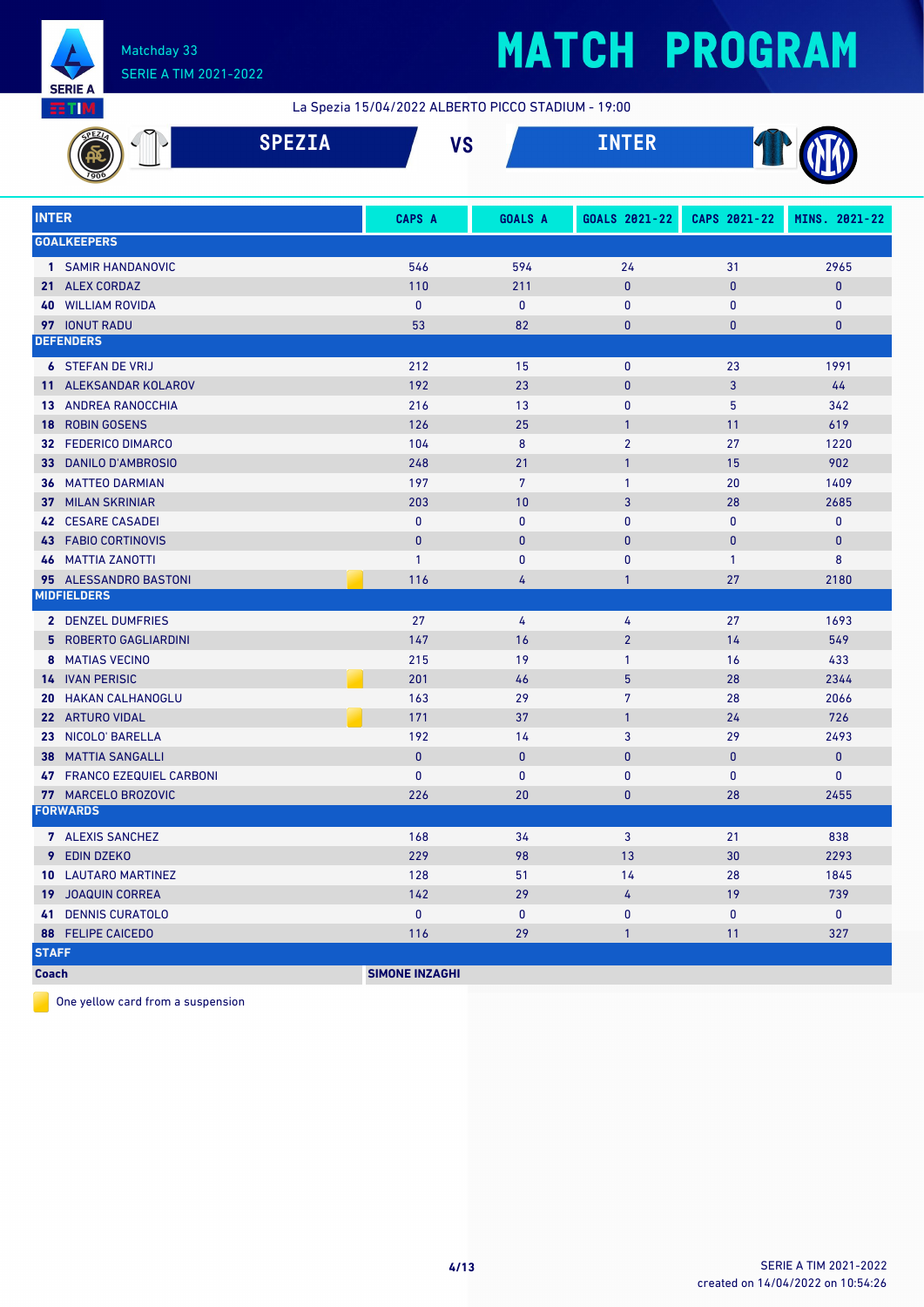# MATCH PROGRAM

Matchday 33
SERIE A TIM 2021-2022

La Spezia 15/04/2022 ALBERTO PICCO STADIUM - 19:00

## SPEZIA VS INTER

| INTER | | CAPS A | GOALS A | GOALS 2021-22 | CAPS 2021-22 | MINS. 2021-22 |
|---|---|---|---|---|---|---|
| **GOALKEEPERS** | | | | | | |
| 1 | SAMIR HANDANOVIC | 546 | 594 | 24 | 31 | 2965 |
| 21 | ALEX CORDAZ | 110 | 211 | 0 | 0 | 0 |
| 40 | WILLIAM ROVIDA | 0 | 0 | 0 | 0 | 0 |
| 97 | IONUT RADU | 53 | 82 | 0 | 0 | 0 |
| **DEFENDERS** | | | | | | |
| 6 | STEFAN DE VRIJ | 212 | 15 | 0 | 23 | 1991 |
| 11 | ALEKSANDAR KOLAROV | 192 | 23 | 0 | 3 | 44 |
| 13 | ANDREA RANOCCHIA | 216 | 13 | 0 | 5 | 342 |
| 18 | ROBIN GOSENS | 126 | 25 | 1 | 11 | 619 |
| 32 | FEDERICO DIMARCO | 104 | 8 | 2 | 27 | 1220 |
| 33 | DANILO D'AMBROSIO | 248 | 21 | 1 | 15 | 902 |
| 36 | MATTEO DARMIAN | 197 | 7 | 1 | 20 | 1409 |
| 37 | MILAN SKRINIAR | 203 | 10 | 3 | 28 | 2685 |
| 42 | CESARE CASADEI | 0 | 0 | 0 | 0 | 0 |
| 43 | FABIO CORTINOVIS | 0 | 0 | 0 | 0 | 0 |
| 46 | MATTIA ZANOTTI | 1 | 0 | 0 | 1 | 8 |
| 95 | ALESSANDRO BASTONI 🟨 | 116 | 4 | 1 | 27 | 2180 |
| **MIDFIELDERS** | | | | | | |
| 2 | DENZEL DUMFRIES | 27 | 4 | 4 | 27 | 1693 |
| 5 | ROBERTO GAGLIARDINI | 147 | 16 | 2 | 14 | 549 |
| 8 | MATIAS VECINO | 215 | 19 | 1 | 16 | 433 |
| 14 | IVAN PERISIC 🟨 | 201 | 46 | 5 | 28 | 2344 |
| 20 | HAKAN CALHANOGLU | 163 | 29 | 7 | 28 | 2066 |
| 22 | ARTURO VIDAL 🟨 | 171 | 37 | 1 | 24 | 726 |
| 23 | NICOLO' BARELLA | 192 | 14 | 3 | 29 | 2493 |
| 38 | MATTIA SANGALLI | 0 | 0 | 0 | 0 | 0 |
| 47 | FRANCO EZEQUIEL CARBONI | 0 | 0 | 0 | 0 | 0 |
| 77 | MARCELO BROZOVIC | 226 | 20 | 0 | 28 | 2455 |
| **FORWARDS** | | | | | | |
| 7 | ALEXIS SANCHEZ | 168 | 34 | 3 | 21 | 838 |
| 9 | EDIN DZEKO | 229 | 98 | 13 | 30 | 2293 |
| 10 | LAUTARO MARTINEZ | 128 | 51 | 14 | 28 | 1845 |
| 19 | JOAQUIN CORREA | 142 | 29 | 4 | 19 | 739 |
| 41 | DENNIS CURATOLO | 0 | 0 | 0 | 0 | 0 |
| 88 | FELIPE CAICEDO | 116 | 29 | 1 | 11 | 327 |
| **STAFF** | | | | | | |
| **Coach** | | **SIMONE INZAGHI** | | | | |

🟨 One yellow card from a suspension

created on 14/04/2022 on 10:54:26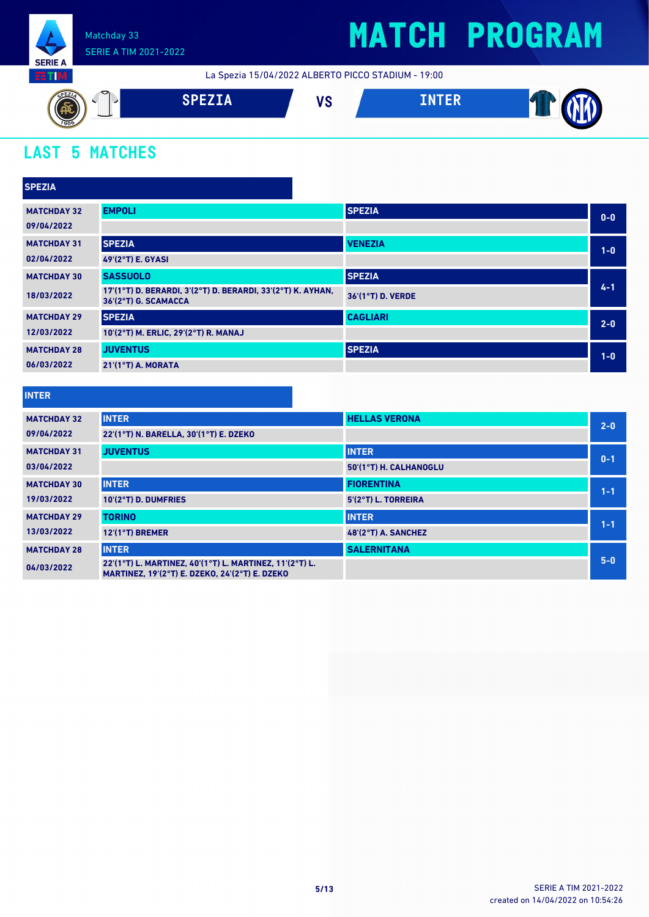Matchday 33
SERIE A TIM 2021-2022

# MATCH PROGRAM

La Spezia 15/04/2022 ALBERTO PICCO STADIUM - 19:00

**SPEZIA** VS **INTER**

## LAST 5 MATCHES

### SPEZIA

| Matchday | Home | Away | Score |
|---|---|---|---|
| MATCHDAY 32<br>09/04/2022 | EMPOLI | SPEZIA | 0-0 |
| MATCHDAY 31<br>02/04/2022 | SPEZIA<br>49'(2°T) E. GYASI | VENEZIA | 1-0 |
| MATCHDAY 30<br>18/03/2022 | SASSUOLO<br>17'(1°T) D. BERARDI, 3'(2°T) D. BERARDI, 33'(2°T) K. AYHAN, 36'(2°T) G. SCAMACCA | SPEZIA<br>36'(1°T) D. VERDE | 4-1 |
| MATCHDAY 29<br>12/03/2022 | SPEZIA<br>10'(2°T) M. ERLIC, 29'(2°T) R. MANAJ | CAGLIARI | 2-0 |
| MATCHDAY 28<br>06/03/2022 | JUVENTUS<br>21'(1°T) A. MORATA | SPEZIA | 1-0 |

### INTER

| Matchday | Home | Away | Score |
|---|---|---|---|
| MATCHDAY 32<br>09/04/2022 | INTER<br>22'(1°T) N. BARELLA, 30'(1°T) E. DZEKO | HELLAS VERONA | 2-0 |
| MATCHDAY 31<br>03/04/2022 | JUVENTUS | INTER<br>50'(1°T) H. CALHANOGLU | 0-1 |
| MATCHDAY 30<br>19/03/2022 | INTER<br>10'(2°T) D. DUMFRIES | FIORENTINA<br>5'(2°T) L. TORREIRA | 1-1 |
| MATCHDAY 29<br>13/03/2022 | TORINO<br>12'(1°T) BREMER | INTER<br>48'(2°T) A. SANCHEZ | 1-1 |
| MATCHDAY 28<br>04/03/2022 | INTER<br>22'(1°T) L. MARTINEZ, 40'(1°T) L. MARTINEZ, 11'(2°T) L. MARTINEZ, 19'(2°T) E. DZEKO, 24'(2°T) E. DZEKO | SALERNITANA | 5-0 |

SERIE A TIM 2021-2022
created on 14/04/2022 on 10:54:26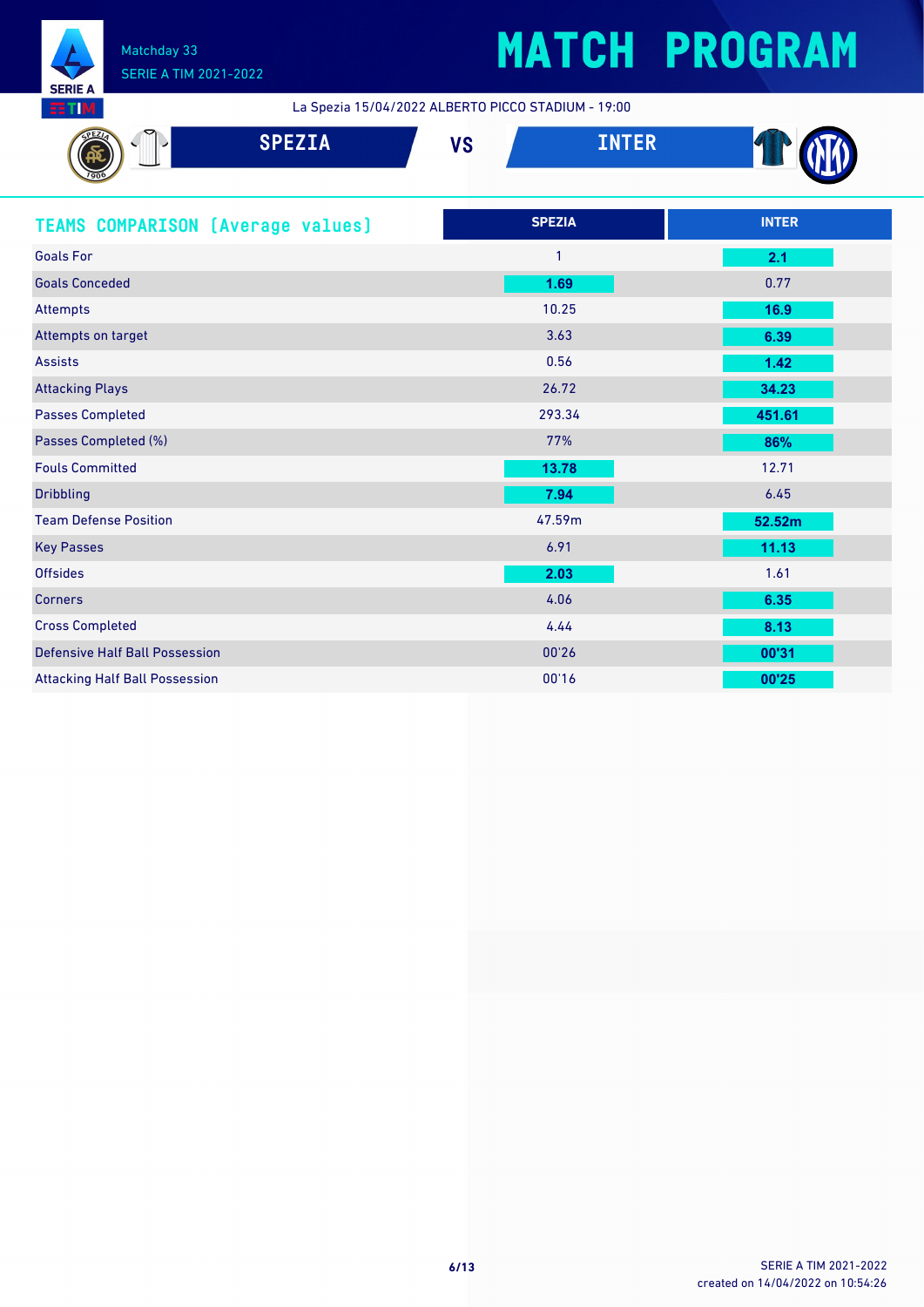# MATCH PROGRAM

Matchday 33
SERIE A TIM 2021-2022

La Spezia 15/04/2022 ALBERTO PICCO STADIUM - 19:00

## SPEZIA VS INTER

| TEAMS COMPARISON (Average values) | SPEZIA | INTER |
|---|---|---|
| Goals For | 1 | **2.1** |
| Goals Conceded | **1.69** | 0.77 |
| Attempts | 10.25 | **16.9** |
| Attempts on target | 3.63 | **6.39** |
| Assists | 0.56 | **1.42** |
| Attacking Plays | 26.72 | **34.23** |
| Passes Completed | 293.34 | **451.61** |
| Passes Completed (%) | 77% | **86%** |
| Fouls Committed | **13.78** | 12.71 |
| Dribbling | **7.94** | 6.45 |
| Team Defense Position | 47.59m | **52.52m** |
| Key Passes | 6.91 | **11.13** |
| Offsides | **2.03** | 1.61 |
| Corners | 4.06 | **6.35** |
| Cross Completed | 4.44 | **8.13** |
| Defensive Half Ball Possession | 00'26 | **00'31** |
| Attacking Half Ball Possession | 00'16 | **00'25** |

SERIE A TIM 2021-2022
created on 14/04/2022 on 10:54:26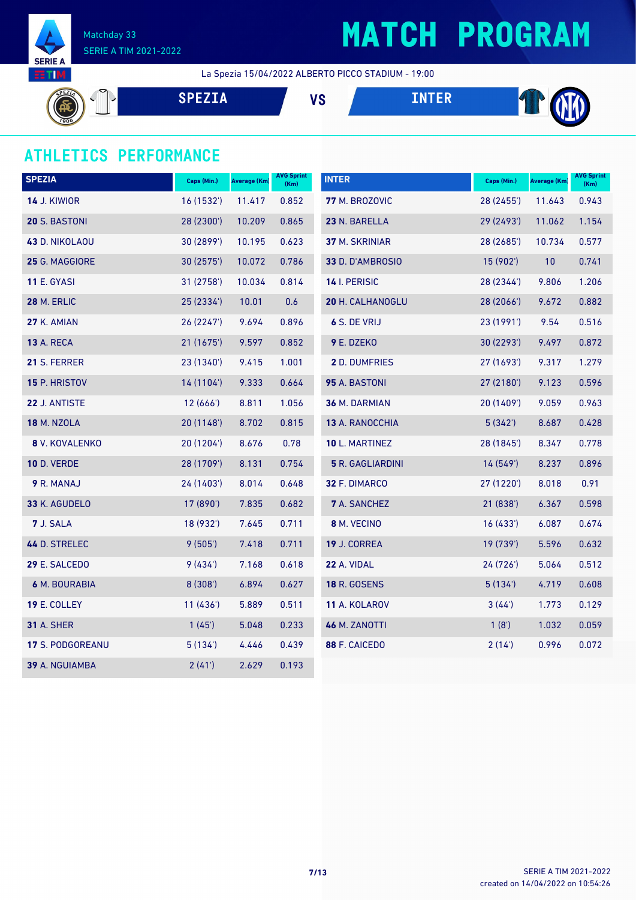Matchday 33
SERIE A TIM 2021-2022

# MATCH PROGRAM

La Spezia 15/04/2022 ALBERTO PICCO STADIUM - 19:00

SPEZIA VS INTER

## ATHLETICS PERFORMANCE

| SPEZIA | Caps (Min.) | Average (Km) | AVG Sprint (Km) |
|---|---|---|---|
| **14** J. KIWIOR | 16 (1532') | 11.417 | 0.852 |
| **20** S. BASTONI | 28 (2300') | 10.209 | 0.865 |
| **43** D. NIKOLAOU | 30 (2899') | 10.195 | 0.623 |
| **25** G. MAGGIORE | 30 (2575') | 10.072 | 0.786 |
| **11** E. GYASI | 31 (2758') | 10.034 | 0.814 |
| **28** M. ERLIC | 25 (2334') | 10.01 | 0.6 |
| **27** K. AMIAN | 26 (2247') | 9.694 | 0.896 |
| **13** A. RECA | 21 (1675') | 9.597 | 0.852 |
| **21** S. FERRER | 23 (1340') | 9.415 | 1.001 |
| **15** P. HRISTOV | 14 (1104') | 9.333 | 0.664 |
| **22** J. ANTISTE | 12 (666') | 8.811 | 1.056 |
| **18** M. NZOLA | 20 (1148') | 8.702 | 0.815 |
| **8** V. KOVALENKO | 20 (1204') | 8.676 | 0.78 |
| **10** D. VERDE | 28 (1709') | 8.131 | 0.754 |
| **9** R. MANAJ | 24 (1403') | 8.014 | 0.648 |
| **33** K. AGUDELO | 17 (890') | 7.835 | 0.682 |
| **7** J. SALA | 18 (932') | 7.645 | 0.711 |
| **44** D. STRELEC | 9 (505') | 7.418 | 0.711 |
| **29** E. SALCEDO | 9 (434') | 7.168 | 0.618 |
| **6** M. BOURABIA | 8 (308') | 6.894 | 0.627 |
| **19** E. COLLEY | 11 (436') | 5.889 | 0.511 |
| **31** A. SHER | 1 (45') | 5.048 | 0.233 |
| **17** S. PODGOREANU | 5 (134') | 4.446 | 0.439 |
| **39** A. NGUIAMBA | 2 (41') | 2.629 | 0.193 |

| INTER | Caps (Min.) | Average (Km) | AVG Sprint (Km) |
|---|---|---|---|
| **77** M. BROZOVIC | 28 (2455') | 11.643 | 0.943 |
| **23** N. BARELLA | 29 (2493') | 11.062 | 1.154 |
| **37** M. SKRINIAR | 28 (2685') | 10.734 | 0.577 |
| **33** D. D'AMBROSIO | 15 (902') | 10 | 0.741 |
| **14** I. PERISIC | 28 (2344') | 9.806 | 1.206 |
| **20** H. CALHANOGLU | 28 (2066') | 9.672 | 0.882 |
| **6** S. DE VRIJ | 23 (1991') | 9.54 | 0.516 |
| **9** E. DZEKO | 30 (2293') | 9.497 | 0.872 |
| **2** D. DUMFRIES | 27 (1693') | 9.317 | 1.279 |
| **95** A. BASTONI | 27 (2180') | 9.123 | 0.596 |
| **36** M. DARMIAN | 20 (1409') | 9.059 | 0.963 |
| **13** A. RANOCCHIA | 5 (342') | 8.687 | 0.428 |
| **10** L. MARTINEZ | 28 (1845') | 8.347 | 0.778 |
| **5** R. GAGLIARDINI | 14 (549') | 8.237 | 0.896 |
| **32** F. DIMARCO | 27 (1220') | 8.018 | 0.91 |
| **7** A. SANCHEZ | 21 (838') | 6.367 | 0.598 |
| **8** M. VECINO | 16 (433') | 6.087 | 0.674 |
| **19** J. CORREA | 19 (739') | 5.596 | 0.632 |
| **22** A. VIDAL | 24 (726') | 5.064 | 0.512 |
| **18** R. GOSENS | 5 (134') | 4.719 | 0.608 |
| **11** A. KOLAROV | 3 (44') | 1.773 | 0.129 |
| **46** M. ZANOTTI | 1 (8') | 1.032 | 0.059 |
| **88** F. CAICEDO | 2 (14') | 0.996 | 0.072 |

SERIE A TIM 2021-2022
created on 14/04/2022 on 10:54:26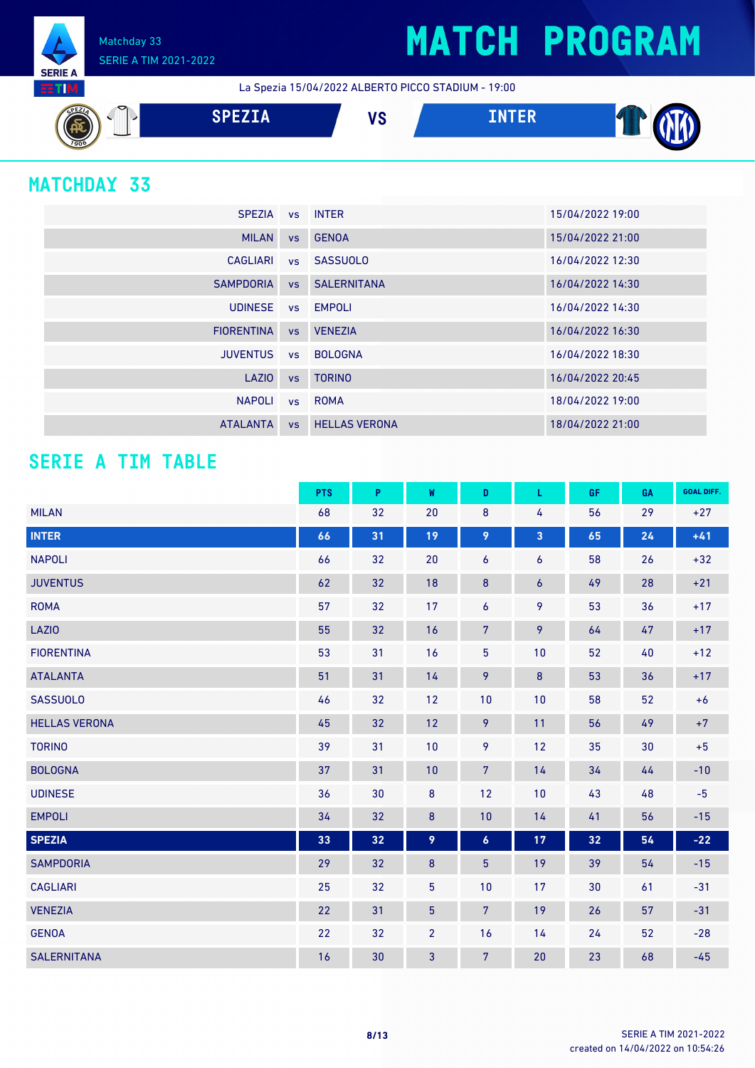# MATCH PROGRAM

Matchday 33
SERIE A TIM 2021-2022

La Spezia 15/04/2022 ALBERTO PICCO STADIUM - 19:00

**SPEZIA** VS **INTER**

## MATCHDAY 33

| | | | |
|---|---|---|---|
| SPEZIA | vs | INTER | 15/04/2022 19:00 |
| MILAN | vs | GENOA | 15/04/2022 21:00 |
| CAGLIARI | vs | SASSUOLO | 16/04/2022 12:30 |
| SAMPDORIA | vs | SALERNITANA | 16/04/2022 14:30 |
| UDINESE | vs | EMPOLI | 16/04/2022 14:30 |
| FIORENTINA | vs | VENEZIA | 16/04/2022 16:30 |
| JUVENTUS | vs | BOLOGNA | 16/04/2022 18:30 |
| LAZIO | vs | TORINO | 16/04/2022 20:45 |
| NAPOLI | vs | ROMA | 18/04/2022 19:00 |
| ATALANTA | vs | HELLAS VERONA | 18/04/2022 21:00 |

## SERIE A TIM TABLE

| | PTS | P | W | D | L | GF | GA | GOAL DIFF. |
|---|---|---|---|---|---|---|---|---|
| MILAN | 68 | 32 | 20 | 8 | 4 | 56 | 29 | +27 |
| **INTER** | **66** | **31** | **19** | **9** | **3** | **65** | **24** | **+41** |
| NAPOLI | 66 | 32 | 20 | 6 | 6 | 58 | 26 | +32 |
| JUVENTUS | 62 | 32 | 18 | 8 | 6 | 49 | 28 | +21 |
| ROMA | 57 | 32 | 17 | 6 | 9 | 53 | 36 | +17 |
| LAZIO | 55 | 32 | 16 | 7 | 9 | 64 | 47 | +17 |
| FIORENTINA | 53 | 31 | 16 | 5 | 10 | 52 | 40 | +12 |
| ATALANTA | 51 | 31 | 14 | 9 | 8 | 53 | 36 | +17 |
| SASSUOLO | 46 | 32 | 12 | 10 | 10 | 58 | 52 | +6 |
| HELLAS VERONA | 45 | 32 | 12 | 9 | 11 | 56 | 49 | +7 |
| TORINO | 39 | 31 | 10 | 9 | 12 | 35 | 30 | +5 |
| BOLOGNA | 37 | 31 | 10 | 7 | 14 | 34 | 44 | -10 |
| UDINESE | 36 | 30 | 8 | 12 | 10 | 43 | 48 | -5 |
| EMPOLI | 34 | 32 | 8 | 10 | 14 | 41 | 56 | -15 |
| **SPEZIA** | **33** | **32** | **9** | **6** | **17** | **32** | **54** | **-22** |
| SAMPDORIA | 29 | 32 | 8 | 5 | 19 | 39 | 54 | -15 |
| CAGLIARI | 25 | 32 | 5 | 10 | 17 | 30 | 61 | -31 |
| VENEZIA | 22 | 31 | 5 | 7 | 19 | 26 | 57 | -31 |
| GENOA | 22 | 32 | 2 | 16 | 14 | 24 | 52 | -28 |
| SALERNITANA | 16 | 30 | 3 | 7 | 20 | 23 | 68 | -45 |

SERIE A TIM 2021-2022
created on 14/04/2022 on 10:54:26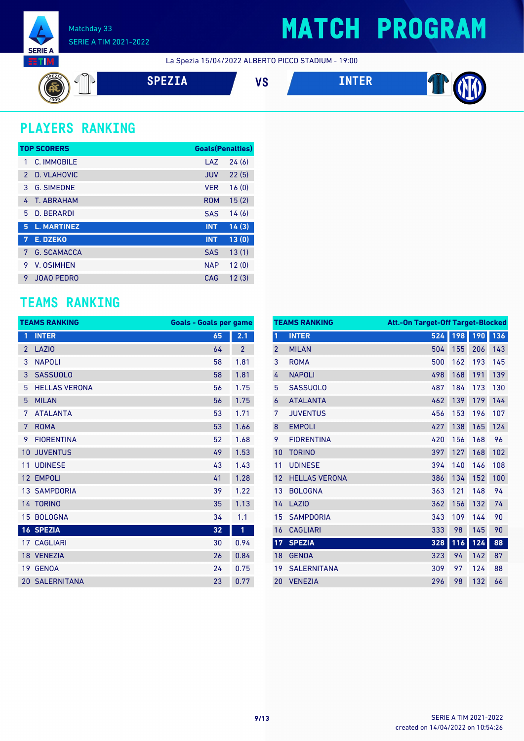Matchday 33
SERIE A TIM 2021-2022

# MATCH PROGRAM

La Spezia 15/04/2022 ALBERTO PICCO STADIUM - 19:00

SPEZIA VS INTER

## PLAYERS RANKING

| TOP SCORERS | | | Goals(Penalties) |
|---|---|---|---|
| 1 | C. IMMOBILE | LAZ | 24 (6) |
| 2 | D. VLAHOVIC | JUV | 22 (5) |
| 3 | G. SIMEONE | VER | 16 (0) |
| 4 | T. ABRAHAM | ROM | 15 (2) |
| 5 | D. BERARDI | SAS | 14 (6) |
| 5 | L. MARTINEZ | INT | 14 (3) |
| 7 | E. DZEKO | INT | 13 (0) |
| 7 | G. SCAMACCA | SAS | 13 (1) |
| 9 | V. OSIMHEN | NAP | 12 (0) |
| 9 | JOAO PEDRO | CAG | 12 (3) |

## TEAMS RANKING

| TEAMS RANKING | | Goals | Goals per game |
|---|---|---|---|
| 1 | INTER | 65 | 2.1 |
| 2 | LAZIO | 64 | 2 |
| 3 | NAPOLI | 58 | 1.81 |
| 3 | SASSUOLO | 58 | 1.81 |
| 5 | HELLAS VERONA | 56 | 1.75 |
| 5 | MILAN | 56 | 1.75 |
| 7 | ATALANTA | 53 | 1.71 |
| 7 | ROMA | 53 | 1.66 |
| 9 | FIORENTINA | 52 | 1.68 |
| 10 | JUVENTUS | 49 | 1.53 |
| 11 | UDINESE | 43 | 1.43 |
| 12 | EMPOLI | 41 | 1.28 |
| 13 | SAMPDORIA | 39 | 1.22 |
| 14 | TORINO | 35 | 1.13 |
| 15 | BOLOGNA | 34 | 1.1 |
| 16 | SPEZIA | 32 | 1 |
| 17 | CAGLIARI | 30 | 0.94 |
| 18 | VENEZIA | 26 | 0.84 |
| 19 | GENOA | 24 | 0.75 |
| 20 | SALERNITANA | 23 | 0.77 |

| TEAMS RANKING | | Att. | On Target | Off Target | Blocked |
|---|---|---|---|---|---|
| 1 | INTER | 524 | 198 | 190 | 136 |
| 2 | MILAN | 504 | 155 | 206 | 143 |
| 3 | ROMA | 500 | 162 | 193 | 145 |
| 4 | NAPOLI | 498 | 168 | 191 | 139 |
| 5 | SASSUOLO | 487 | 184 | 173 | 130 |
| 6 | ATALANTA | 462 | 139 | 179 | 144 |
| 7 | JUVENTUS | 456 | 153 | 196 | 107 |
| 8 | EMPOLI | 427 | 138 | 165 | 124 |
| 9 | FIORENTINA | 420 | 156 | 168 | 96 |
| 10 | TORINO | 397 | 127 | 168 | 102 |
| 11 | UDINESE | 394 | 140 | 146 | 108 |
| 12 | HELLAS VERONA | 386 | 134 | 152 | 100 |
| 13 | BOLOGNA | 363 | 121 | 148 | 94 |
| 14 | LAZIO | 362 | 156 | 132 | 74 |
| 15 | SAMPDORIA | 343 | 109 | 144 | 90 |
| 16 | CAGLIARI | 333 | 98 | 145 | 90 |
| 17 | SPEZIA | 328 | 116 | 124 | 88 |
| 18 | GENOA | 323 | 94 | 142 | 87 |
| 19 | SALERNITANA | 309 | 97 | 124 | 88 |
| 20 | VENEZIA | 296 | 98 | 132 | 66 |

SERIE A TIM 2021-2022
created on 14/04/2022 on 10:54:26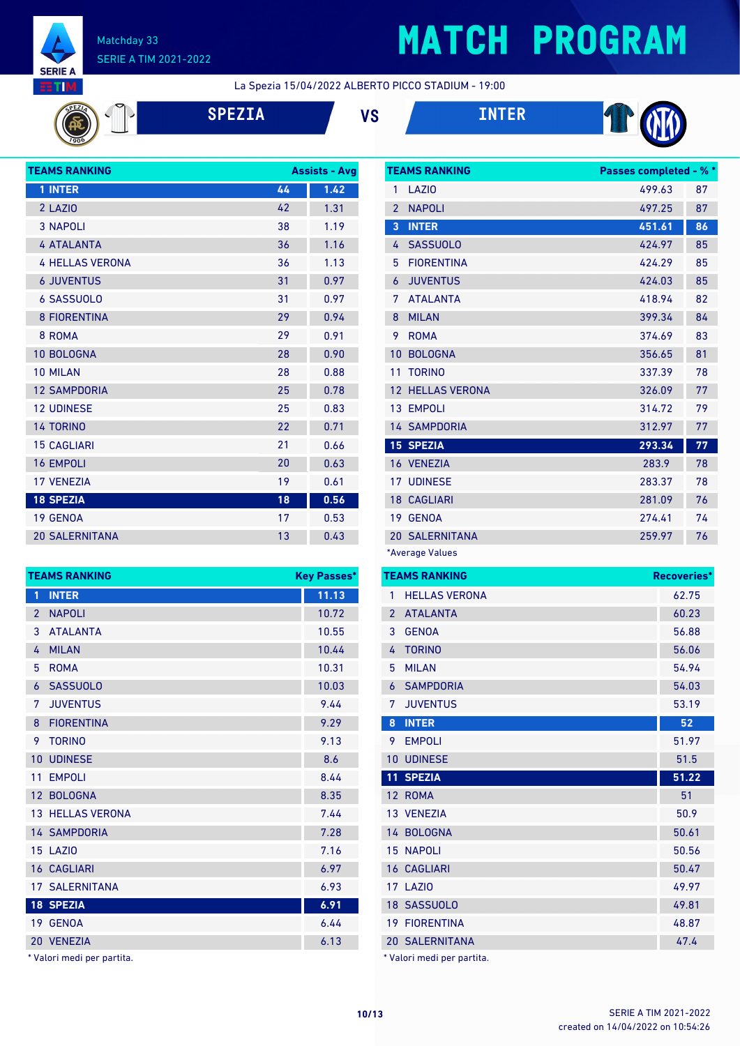# MATCH PROGRAM

Matchday 33
SERIE A TIM 2021-2022

La Spezia 15/04/2022 ALBERTO PICCO STADIUM - 19:00

**SPEZIA** VS **INTER**

| TEAMS RANKING | Assists | Avg |
|---|---|---|
| 1 INTER | 44 | 1.42 |
| 2 LAZIO | 42 | 1.31 |
| 3 NAPOLI | 38 | 1.19 |
| 4 ATALANTA | 36 | 1.16 |
| 4 HELLAS VERONA | 36 | 1.13 |
| 6 JUVENTUS | 31 | 0.97 |
| 6 SASSUOLO | 31 | 0.97 |
| 8 FIORENTINA | 29 | 0.94 |
| 8 ROMA | 29 | 0.91 |
| 10 BOLOGNA | 28 | 0.90 |
| 10 MILAN | 28 | 0.88 |
| 12 SAMPDORIA | 25 | 0.78 |
| 12 UDINESE | 25 | 0.83 |
| 14 TORINO | 22 | 0.71 |
| 15 CAGLIARI | 21 | 0.66 |
| 16 EMPOLI | 20 | 0.63 |
| 17 VENEZIA | 19 | 0.61 |
| 18 SPEZIA | 18 | 0.56 |
| 19 GENOA | 17 | 0.53 |
| 20 SALERNITANA | 13 | 0.43 |

| TEAMS RANKING | Passes completed* | %* |
|---|---|---|
| 1 LAZIO | 499.63 | 87 |
| 2 NAPOLI | 497.25 | 87 |
| 3 INTER | 451.61 | 86 |
| 4 SASSUOLO | 424.97 | 85 |
| 5 FIORENTINA | 424.29 | 85 |
| 6 JUVENTUS | 424.03 | 85 |
| 7 ATALANTA | 418.94 | 82 |
| 8 MILAN | 399.34 | 84 |
| 9 ROMA | 374.69 | 83 |
| 10 BOLOGNA | 356.65 | 81 |
| 11 TORINO | 337.39 | 78 |
| 12 HELLAS VERONA | 326.09 | 77 |
| 13 EMPOLI | 314.72 | 79 |
| 14 SAMPDORIA | 312.97 | 77 |
| 15 SPEZIA | 293.34 | 77 |
| 16 VENEZIA | 283.9 | 78 |
| 17 UDINESE | 283.37 | 78 |
| 18 CAGLIARI | 281.09 | 76 |
| 19 GENOA | 274.41 | 74 |
| 20 SALERNITANA | 259.97 | 76 |

*Average Values

| TEAMS RANKING | Key Passes* |
|---|---|
| 1 INTER | 11.13 |
| 2 NAPOLI | 10.72 |
| 3 ATALANTA | 10.55 |
| 4 MILAN | 10.44 |
| 5 ROMA | 10.31 |
| 6 SASSUOLO | 10.03 |
| 7 JUVENTUS | 9.44 |
| 8 FIORENTINA | 9.29 |
| 9 TORINO | 9.13 |
| 10 UDINESE | 8.6 |
| 11 EMPOLI | 8.44 |
| 12 BOLOGNA | 8.35 |
| 13 HELLAS VERONA | 7.44 |
| 14 SAMPDORIA | 7.28 |
| 15 LAZIO | 7.16 |
| 16 CAGLIARI | 6.97 |
| 17 SALERNITANA | 6.93 |
| 18 SPEZIA | 6.91 |
| 19 GENOA | 6.44 |
| 20 VENEZIA | 6.13 |

* Valori medi per partita.

| TEAMS RANKING | Recoveries* |
|---|---|
| 1 HELLAS VERONA | 62.75 |
| 2 ATALANTA | 60.23 |
| 3 GENOA | 56.88 |
| 4 TORINO | 56.06 |
| 5 MILAN | 54.94 |
| 6 SAMPDORIA | 54.03 |
| 7 JUVENTUS | 53.19 |
| 8 INTER | 52 |
| 9 EMPOLI | 51.97 |
| 10 UDINESE | 51.5 |
| 11 SPEZIA | 51.22 |
| 12 ROMA | 51 |
| 13 VENEZIA | 50.9 |
| 14 BOLOGNA | 50.61 |
| 15 NAPOLI | 50.56 |
| 16 CAGLIARI | 50.47 |
| 17 LAZIO | 49.97 |
| 18 SASSUOLO | 49.81 |
| 19 FIORENTINA | 48.87 |
| 20 SALERNITANA | 47.4 |

* Valori medi per partita.

SERIE A TIM 2021-2022
created on 14/04/2022 on 10:54:26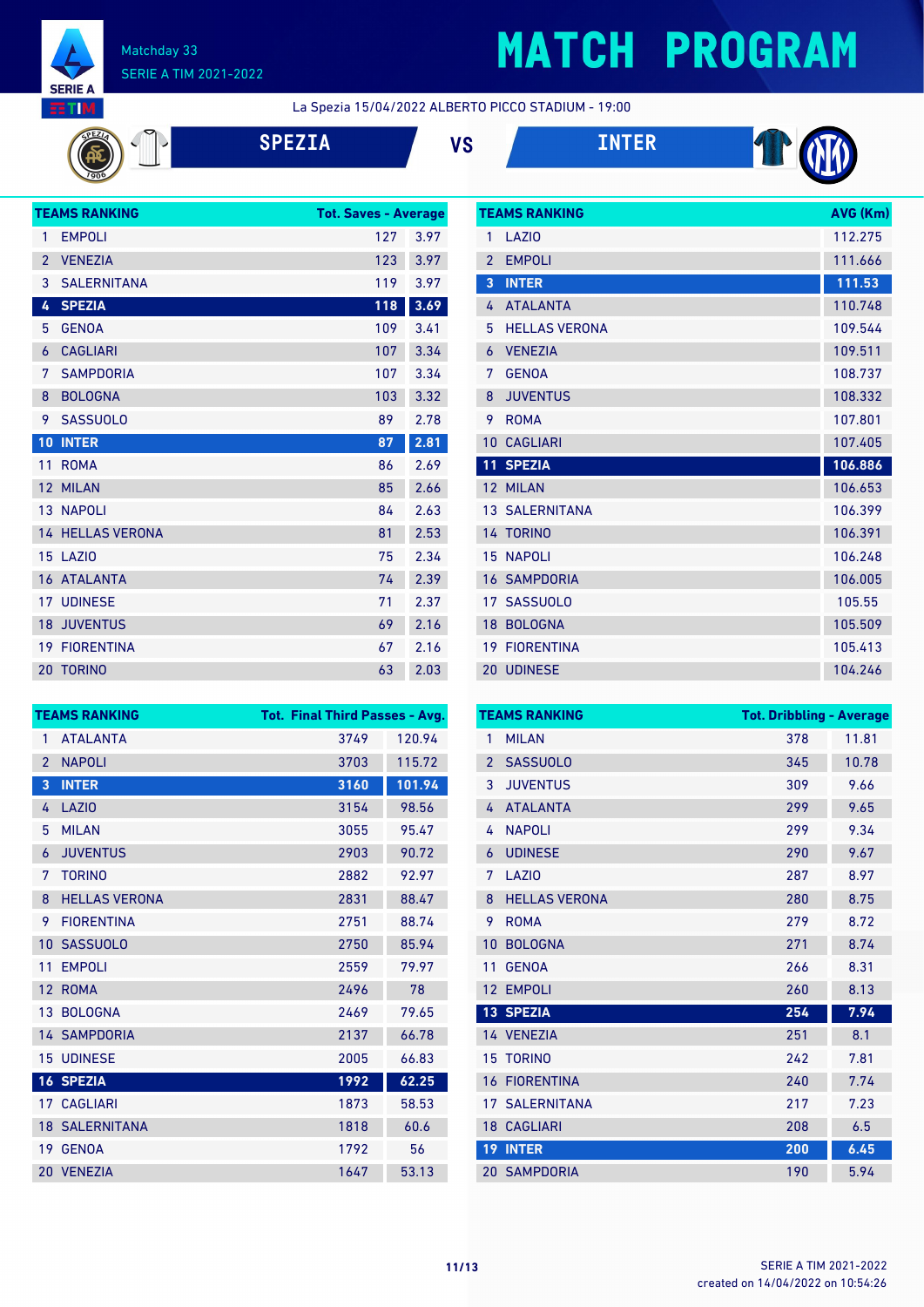Matchday 33
SERIE A TIM 2021-2022

# MATCH PROGRAM

La Spezia 15/04/2022 ALBERTO PICCO STADIUM - 19:00

## SPEZIA VS INTER

| TEAMS RANKING | | Tot. Saves | Average |
|---|---|---|---|
| 1 | EMPOLI | 127 | 3.97 |
| 2 | VENEZIA | 123 | 3.97 |
| 3 | SALERNITANA | 119 | 3.97 |
| 4 | SPEZIA | 118 | 3.69 |
| 5 | GENOA | 109 | 3.41 |
| 6 | CAGLIARI | 107 | 3.34 |
| 7 | SAMPDORIA | 107 | 3.34 |
| 8 | BOLOGNA | 103 | 3.32 |
| 9 | SASSUOLO | 89 | 2.78 |
| 10 | INTER | 87 | 2.81 |
| 11 | ROMA | 86 | 2.69 |
| 12 | MILAN | 85 | 2.66 |
| 13 | NAPOLI | 84 | 2.63 |
| 14 | HELLAS VERONA | 81 | 2.53 |
| 15 | LAZIO | 75 | 2.34 |
| 16 | ATALANTA | 74 | 2.39 |
| 17 | UDINESE | 71 | 2.37 |
| 18 | JUVENTUS | 69 | 2.16 |
| 19 | FIORENTINA | 67 | 2.16 |
| 20 | TORINO | 63 | 2.03 |

| TEAMS RANKING | | AVG (Km) |
|---|---|---|
| 1 | LAZIO | 112.275 |
| 2 | EMPOLI | 111.666 |
| 3 | INTER | 111.53 |
| 4 | ATALANTA | 110.748 |
| 5 | HELLAS VERONA | 109.544 |
| 6 | VENEZIA | 109.511 |
| 7 | GENOA | 108.737 |
| 8 | JUVENTUS | 108.332 |
| 9 | ROMA | 107.801 |
| 10 | CAGLIARI | 107.405 |
| 11 | SPEZIA | 106.886 |
| 12 | MILAN | 106.653 |
| 13 | SALERNITANA | 106.399 |
| 14 | TORINO | 106.391 |
| 15 | NAPOLI | 106.248 |
| 16 | SAMPDORIA | 106.005 |
| 17 | SASSUOLO | 105.55 |
| 18 | BOLOGNA | 105.509 |
| 19 | FIORENTINA | 105.413 |
| 20 | UDINESE | 104.246 |

| TEAMS RANKING | | Tot. Final Third Passes | Avg. |
|---|---|---|---|
| 1 | ATALANTA | 3749 | 120.94 |
| 2 | NAPOLI | 3703 | 115.72 |
| 3 | INTER | 3160 | 101.94 |
| 4 | LAZIO | 3154 | 98.56 |
| 5 | MILAN | 3055 | 95.47 |
| 6 | JUVENTUS | 2903 | 90.72 |
| 7 | TORINO | 2882 | 92.97 |
| 8 | HELLAS VERONA | 2831 | 88.47 |
| 9 | FIORENTINA | 2751 | 88.74 |
| 10 | SASSUOLO | 2750 | 85.94 |
| 11 | EMPOLI | 2559 | 79.97 |
| 12 | ROMA | 2496 | 78 |
| 13 | BOLOGNA | 2469 | 79.65 |
| 14 | SAMPDORIA | 2137 | 66.78 |
| 15 | UDINESE | 2005 | 66.83 |
| 16 | SPEZIA | 1992 | 62.25 |
| 17 | CAGLIARI | 1873 | 58.53 |
| 18 | SALERNITANA | 1818 | 60.6 |
| 19 | GENOA | 1792 | 56 |
| 20 | VENEZIA | 1647 | 53.13 |

| TEAMS RANKING | | Tot. Dribbling | Average |
|---|---|---|---|
| 1 | MILAN | 378 | 11.81 |
| 2 | SASSUOLO | 345 | 10.78 |
| 3 | JUVENTUS | 309 | 9.66 |
| 4 | ATALANTA | 299 | 9.65 |
| 4 | NAPOLI | 299 | 9.34 |
| 6 | UDINESE | 290 | 9.67 |
| 7 | LAZIO | 287 | 8.97 |
| 8 | HELLAS VERONA | 280 | 8.75 |
| 9 | ROMA | 279 | 8.72 |
| 10 | BOLOGNA | 271 | 8.74 |
| 11 | GENOA | 266 | 8.31 |
| 12 | EMPOLI | 260 | 8.13 |
| 13 | SPEZIA | 254 | 7.94 |
| 14 | VENEZIA | 251 | 8.1 |
| 15 | TORINO | 242 | 7.81 |
| 16 | FIORENTINA | 240 | 7.74 |
| 17 | SALERNITANA | 217 | 7.23 |
| 18 | CAGLIARI | 208 | 6.5 |
| 19 | INTER | 200 | 6.45 |
| 20 | SAMPDORIA | 190 | 5.94 |

SERIE A TIM 2021-2022
created on 14/04/2022 on 10:54:26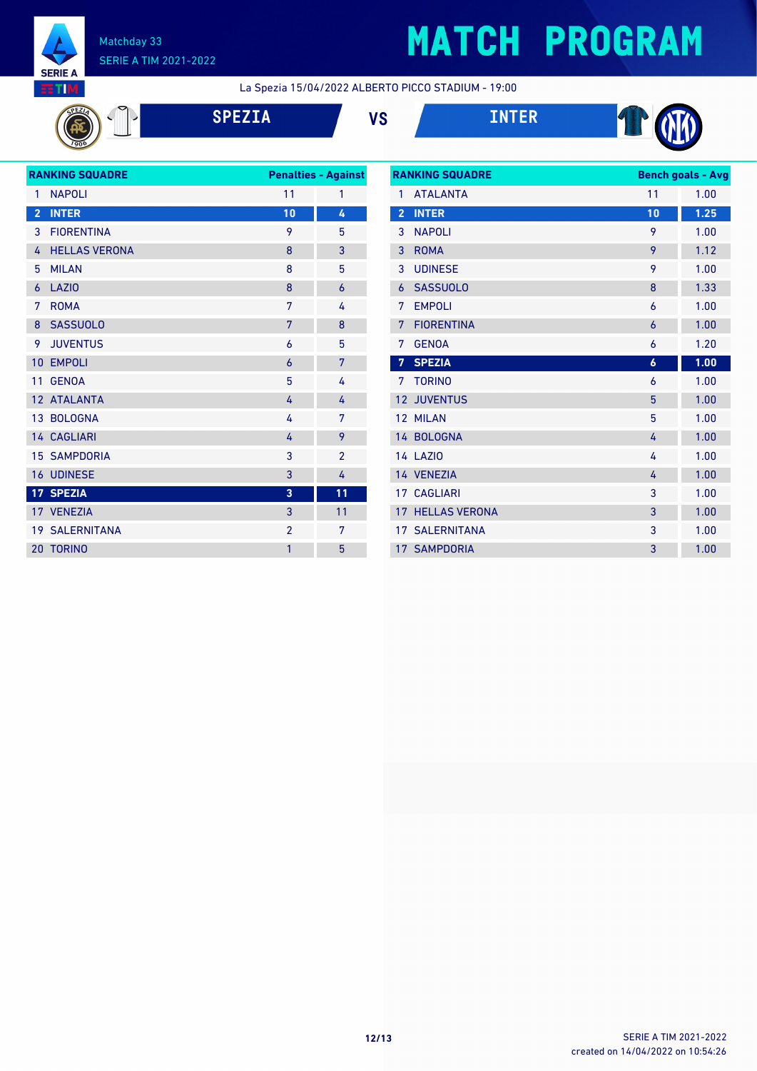Matchday 33
SERIE A TIM 2021-2022

# MATCH PROGRAM

La Spezia 15/04/2022 ALBERTO PICCO STADIUM - 19:00

## SPEZIA VS INTER

| RANKING SQUADRE | | Penalties | Against |
|---|---|---|---|
| 1 | NAPOLI | 11 | 1 |
| 2 | INTER | 10 | 4 |
| 3 | FIORENTINA | 9 | 5 |
| 4 | HELLAS VERONA | 8 | 3 |
| 5 | MILAN | 8 | 5 |
| 6 | LAZIO | 8 | 6 |
| 7 | ROMA | 7 | 4 |
| 8 | SASSUOLO | 7 | 8 |
| 9 | JUVENTUS | 6 | 5 |
| 10 | EMPOLI | 6 | 7 |
| 11 | GENOA | 5 | 4 |
| 12 | ATALANTA | 4 | 4 |
| 13 | BOLOGNA | 4 | 7 |
| 14 | CAGLIARI | 4 | 9 |
| 15 | SAMPDORIA | 3 | 2 |
| 16 | UDINESE | 3 | 4 |
| 17 | SPEZIA | 3 | 11 |
| 17 | VENEZIA | 3 | 11 |
| 19 | SALERNITANA | 2 | 7 |
| 20 | TORINO | 1 | 5 |

| RANKING SQUADRE | | Bench goals | Avg |
|---|---|---|---|
| 1 | ATALANTA | 11 | 1.00 |
| 2 | INTER | 10 | 1.25 |
| 3 | NAPOLI | 9 | 1.00 |
| 3 | ROMA | 9 | 1.12 |
| 3 | UDINESE | 9 | 1.00 |
| 6 | SASSUOLO | 8 | 1.33 |
| 7 | EMPOLI | 6 | 1.00 |
| 7 | FIORENTINA | 6 | 1.00 |
| 7 | GENOA | 6 | 1.20 |
| 7 | SPEZIA | 6 | 1.00 |
| 7 | TORINO | 6 | 1.00 |
| 12 | JUVENTUS | 5 | 1.00 |
| 12 | MILAN | 5 | 1.00 |
| 14 | BOLOGNA | 4 | 1.00 |
| 14 | LAZIO | 4 | 1.00 |
| 14 | VENEZIA | 4 | 1.00 |
| 17 | CAGLIARI | 3 | 1.00 |
| 17 | HELLAS VERONA | 3 | 1.00 |
| 17 | SALERNITANA | 3 | 1.00 |
| 17 | SAMPDORIA | 3 | 1.00 |

created on 14/04/2022 on 10:54:26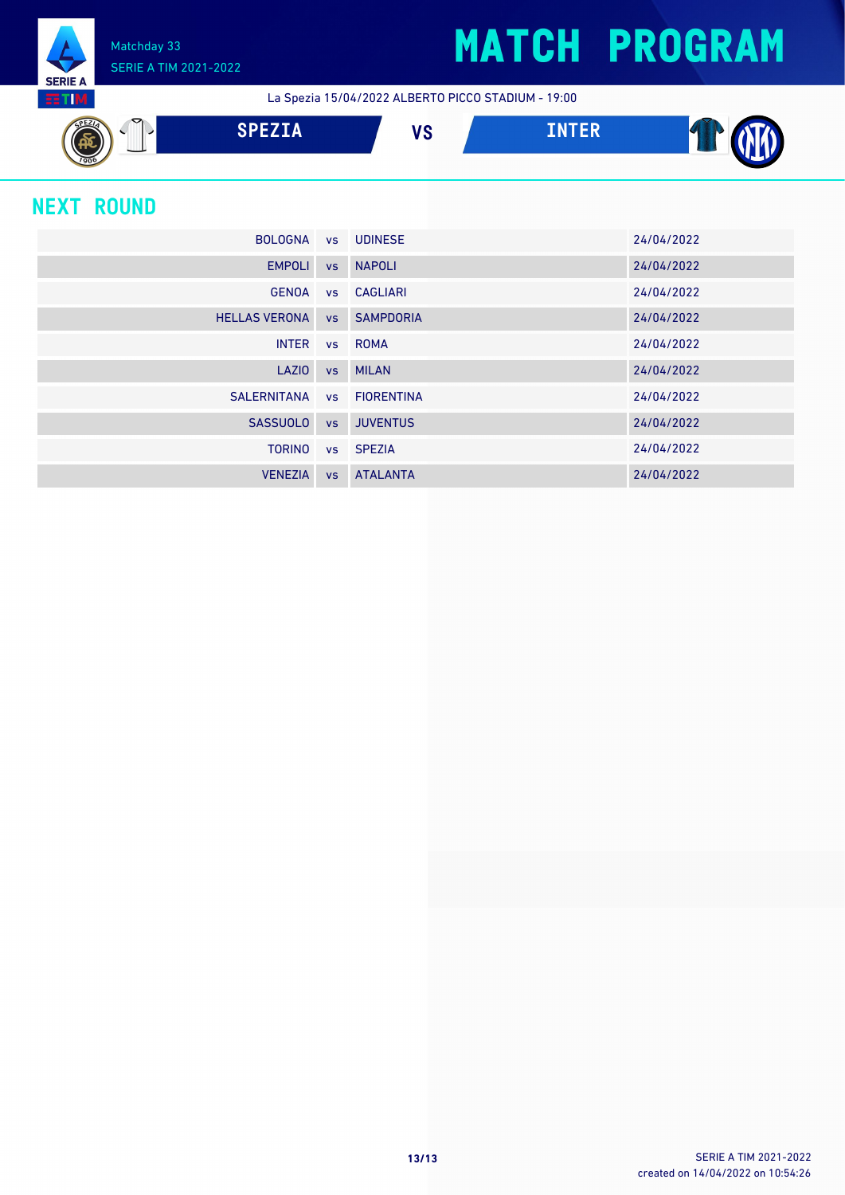# MATCH PROGRAM

Matchday 33
SERIE A TIM 2021-2022

La Spezia 15/04/2022 ALBERTO PICCO STADIUM - 19:00

**SPEZIA** VS **INTER**

## NEXT ROUND

| | | | |
|---|---|---|---|
| BOLOGNA | vs | UDINESE | 24/04/2022 |
| EMPOLI | vs | NAPOLI | 24/04/2022 |
| GENOA | vs | CAGLIARI | 24/04/2022 |
| HELLAS VERONA | vs | SAMPDORIA | 24/04/2022 |
| INTER | vs | ROMA | 24/04/2022 |
| LAZIO | vs | MILAN | 24/04/2022 |
| SALERNITANA | vs | FIORENTINA | 24/04/2022 |
| SASSUOLO | vs | JUVENTUS | 24/04/2022 |
| TORINO | vs | SPEZIA | 24/04/2022 |
| VENEZIA | vs | ATALANTA | 24/04/2022 |

SERIE A TIM 2021-2022
created on 14/04/2022 on 10:54:26